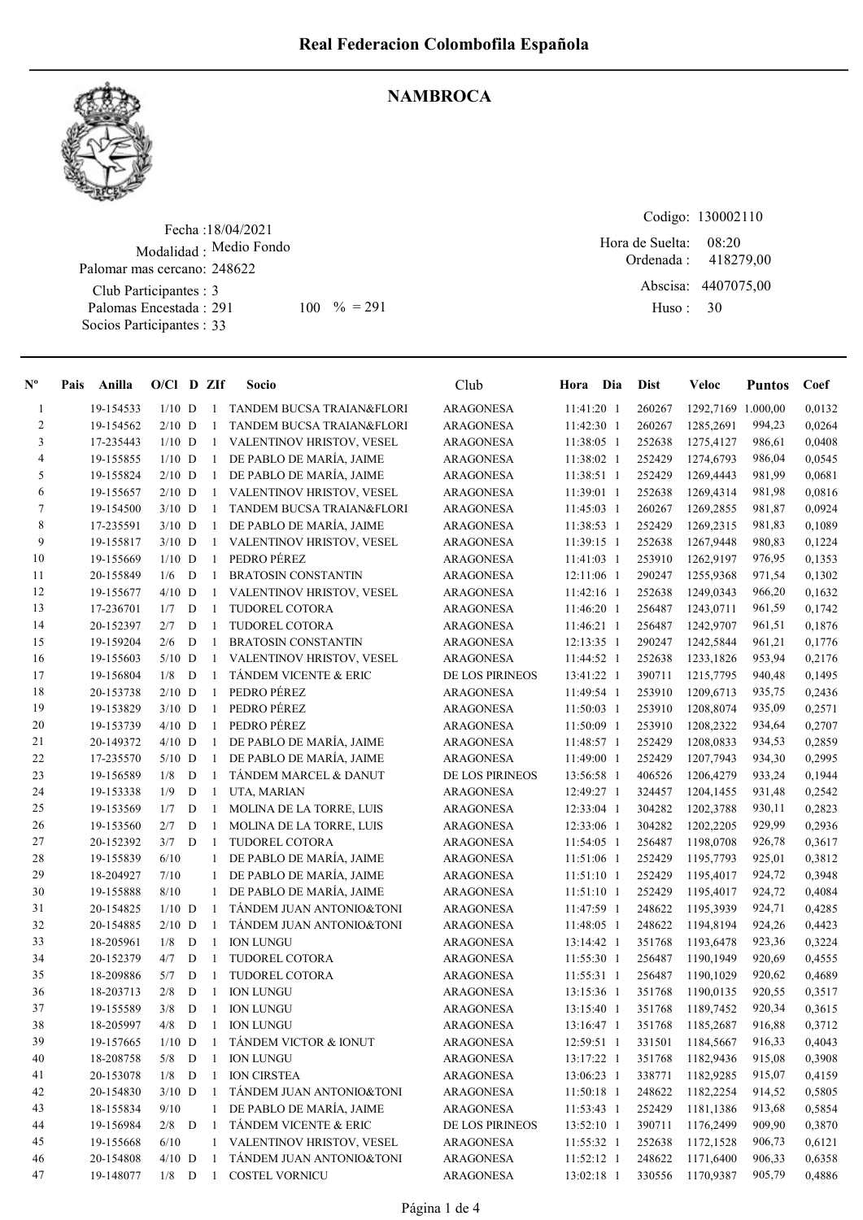# Real Federacion Colombofila Española

## NAMBROCA

Fecha :18/04/2021
Modalidad : Medio Fondo
Palomar mas cercano: 248622
Club Participantes : 3
Palomas Encestada : 291    100 % = 291
Socios Participantes : 33

Codigo: 130002110
Hora de Suelta: 08:20
Ordenada : 418279,00
Abscisa: 4407075,00
Huso : 30

| Nº | Pais | Anilla | O/Cl | D | ZIf | Socio | Club | Hora | Dia | Dist | Veloc | Puntos | Coef |
|---|---|---|---|---|---|---|---|---|---|---|---|---|---|
| 1 | | 19-154533 | 1/10 | D | 1 | TANDEM BUCSA TRAIAN&FLORI | ARAGONESA | 11:41:20 | 1 | 260267 | 1292,7169 | 1.000,00 | 0,0132 |
| 2 | | 19-154562 | 2/10 | D | 1 | TANDEM BUCSA TRAIAN&FLORI | ARAGONESA | 11:42:30 | 1 | 260267 | 1285,2691 | 994,23 | 0,0264 |
| 3 | | 17-235443 | 1/10 | D | 1 | VALENTINOV HRISTOV, VESEL | ARAGONESA | 11:38:05 | 1 | 252638 | 1275,4127 | 986,61 | 0,0408 |
| 4 | | 19-155855 | 1/10 | D | 1 | DE PABLO DE MARÍA, JAIME | ARAGONESA | 11:38:02 | 1 | 252429 | 1274,6793 | 986,04 | 0,0545 |
| 5 | | 19-155824 | 2/10 | D | 1 | DE PABLO DE MARÍA, JAIME | ARAGONESA | 11:38:51 | 1 | 252429 | 1269,4443 | 981,99 | 0,0681 |
| 6 | | 19-155657 | 2/10 | D | 1 | VALENTINOV HRISTOV, VESEL | ARAGONESA | 11:39:01 | 1 | 252638 | 1269,4314 | 981,98 | 0,0816 |
| 7 | | 19-154500 | 3/10 | D | 1 | TANDEM BUCSA TRAIAN&FLORI | ARAGONESA | 11:45:03 | 1 | 260267 | 1269,2855 | 981,87 | 0,0924 |
| 8 | | 17-235591 | 3/10 | D | 1 | DE PABLO DE MARÍA, JAIME | ARAGONESA | 11:38:53 | 1 | 252429 | 1269,2315 | 981,83 | 0,1089 |
| 9 | | 19-155817 | 3/10 | D | 1 | VALENTINOV HRISTOV, VESEL | ARAGONESA | 11:39:15 | 1 | 252638 | 1267,9448 | 980,83 | 0,1224 |
| 10 | | 19-155669 | 1/10 | D | 1 | PEDRO PÉREZ | ARAGONESA | 11:41:03 | 1 | 253910 | 1262,9197 | 976,95 | 0,1353 |
| 11 | | 20-155849 | 1/6 | D | 1 | BRATOSIN CONSTANTIN | ARAGONESA | 12:11:06 | 1 | 290247 | 1255,9368 | 971,54 | 0,1302 |
| 12 | | 19-155677 | 4/10 | D | 1 | VALENTINOV HRISTOV, VESEL | ARAGONESA | 11:42:16 | 1 | 252638 | 1249,0343 | 966,20 | 0,1632 |
| 13 | | 17-236701 | 1/7 | D | 1 | TUDOREL COTORA | ARAGONESA | 11:46:20 | 1 | 256487 | 1243,0711 | 961,59 | 0,1742 |
| 14 | | 20-152397 | 2/7 | D | 1 | TUDOREL COTORA | ARAGONESA | 11:46:21 | 1 | 256487 | 1242,9707 | 961,51 | 0,1876 |
| 15 | | 19-159204 | 2/6 | D | 1 | BRATOSIN CONSTANTIN | ARAGONESA | 12:13:35 | 1 | 290247 | 1242,5844 | 961,21 | 0,1776 |
| 16 | | 19-155603 | 5/10 | D | 1 | VALENTINOV HRISTOV, VESEL | ARAGONESA | 11:44:52 | 1 | 252638 | 1233,1826 | 953,94 | 0,2176 |
| 17 | | 19-156804 | 1/8 | D | 1 | TÁNDEM VICENTE & ERIC | DE LOS PIRINEOS | 13:41:22 | 1 | 390711 | 1215,7795 | 940,48 | 0,1495 |
| 18 | | 20-153738 | 2/10 | D | 1 | PEDRO PÉREZ | ARAGONESA | 11:49:54 | 1 | 253910 | 1209,6713 | 935,75 | 0,2436 |
| 19 | | 19-153829 | 3/10 | D | 1 | PEDRO PÉREZ | ARAGONESA | 11:50:03 | 1 | 253910 | 1208,8074 | 935,09 | 0,2571 |
| 20 | | 19-153739 | 4/10 | D | 1 | PEDRO PÉREZ | ARAGONESA | 11:50:09 | 1 | 253910 | 1208,2322 | 934,64 | 0,2707 |
| 21 | | 20-149372 | 4/10 | D | 1 | DE PABLO DE MARÍA, JAIME | ARAGONESA | 11:48:57 | 1 | 252429 | 1208,0833 | 934,53 | 0,2859 |
| 22 | | 17-235570 | 5/10 | D | 1 | DE PABLO DE MARÍA, JAIME | ARAGONESA | 11:49:00 | 1 | 252429 | 1207,7943 | 934,30 | 0,2995 |
| 23 | | 19-156589 | 1/8 | D | 1 | TÁNDEM MARCEL & DANUT | DE LOS PIRINEOS | 13:56:58 | 1 | 406526 | 1206,4279 | 933,24 | 0,1944 |
| 24 | | 19-153338 | 1/9 | D | 1 | UTA, MARIAN | ARAGONESA | 12:49:27 | 1 | 324457 | 1204,1455 | 931,48 | 0,2542 |
| 25 | | 19-153569 | 1/7 | D | 1 | MOLINA DE LA TORRE, LUIS | ARAGONESA | 12:33:04 | 1 | 304282 | 1202,3788 | 930,11 | 0,2823 |
| 26 | | 19-153560 | 2/7 | D | 1 | MOLINA DE LA TORRE, LUIS | ARAGONESA | 12:33:06 | 1 | 304282 | 1202,2205 | 929,99 | 0,2936 |
| 27 | | 20-152392 | 3/7 | D | 1 | TUDOREL COTORA | ARAGONESA | 11:54:05 | 1 | 256487 | 1198,0708 | 926,78 | 0,3617 |
| 28 | | 19-155839 | 6/10 | | 1 | DE PABLO DE MARÍA, JAIME | ARAGONESA | 11:51:06 | 1 | 252429 | 1195,7793 | 925,01 | 0,3812 |
| 29 | | 18-204927 | 7/10 | | 1 | DE PABLO DE MARÍA, JAIME | ARAGONESA | 11:51:10 | 1 | 252429 | 1195,4017 | 924,72 | 0,3948 |
| 30 | | 19-155888 | 8/10 | | 1 | DE PABLO DE MARÍA, JAIME | ARAGONESA | 11:51:10 | 1 | 252429 | 1195,4017 | 924,72 | 0,4084 |
| 31 | | 20-154825 | 1/10 | D | 1 | TÁNDEM JUAN ANTONIO&TONI | ARAGONESA | 11:47:59 | 1 | 248622 | 1195,3939 | 924,71 | 0,4285 |
| 32 | | 20-154885 | 2/10 | D | 1 | TÁNDEM JUAN ANTONIO&TONI | ARAGONESA | 11:48:05 | 1 | 248622 | 1194,8194 | 924,26 | 0,4423 |
| 33 | | 18-205961 | 1/8 | D | 1 | ION LUNGU | ARAGONESA | 13:14:42 | 1 | 351768 | 1193,6478 | 923,36 | 0,3224 |
| 34 | | 20-152379 | 4/7 | D | 1 | TUDOREL COTORA | ARAGONESA | 11:55:30 | 1 | 256487 | 1190,1949 | 920,69 | 0,4555 |
| 35 | | 18-209886 | 5/7 | D | 1 | TUDOREL COTORA | ARAGONESA | 11:55:31 | 1 | 256487 | 1190,1029 | 920,62 | 0,4689 |
| 36 | | 18-203713 | 2/8 | D | 1 | ION LUNGU | ARAGONESA | 13:15:36 | 1 | 351768 | 1190,0135 | 920,55 | 0,3517 |
| 37 | | 19-155589 | 3/8 | D | 1 | ION LUNGU | ARAGONESA | 13:15:40 | 1 | 351768 | 1189,7452 | 920,34 | 0,3615 |
| 38 | | 18-205997 | 4/8 | D | 1 | ION LUNGU | ARAGONESA | 13:16:47 | 1 | 351768 | 1185,2687 | 916,88 | 0,3712 |
| 39 | | 19-157665 | 1/10 | D | 1 | TÁNDEM VICTOR & IONUT | ARAGONESA | 12:59:51 | 1 | 331501 | 1184,5667 | 916,33 | 0,4043 |
| 40 | | 18-208758 | 5/8 | D | 1 | ION LUNGU | ARAGONESA | 13:17:22 | 1 | 351768 | 1182,9436 | 915,08 | 0,3908 |
| 41 | | 20-153078 | 1/8 | D | 1 | ION CIRSTEA | ARAGONESA | 13:06:23 | 1 | 338771 | 1182,9285 | 915,07 | 0,4159 |
| 42 | | 20-154830 | 3/10 | D | 1 | TÁNDEM JUAN ANTONIO&TONI | ARAGONESA | 11:50:18 | 1 | 248622 | 1182,2254 | 914,52 | 0,5805 |
| 43 | | 18-155834 | 9/10 | | 1 | DE PABLO DE MARÍA, JAIME | ARAGONESA | 11:53:43 | 1 | 252429 | 1181,1386 | 913,68 | 0,5854 |
| 44 | | 19-156984 | 2/8 | D | 1 | TÁNDEM VICENTE & ERIC | DE LOS PIRINEOS | 13:52:10 | 1 | 390711 | 1176,2499 | 909,90 | 0,3870 |
| 45 | | 19-155668 | 6/10 | | 1 | VALENTINOV HRISTOV, VESEL | ARAGONESA | 11:55:32 | 1 | 252638 | 1172,1528 | 906,73 | 0,6121 |
| 46 | | 20-154808 | 4/10 | D | 1 | TÁNDEM JUAN ANTONIO&TONI | ARAGONESA | 11:52:12 | 1 | 248622 | 1171,6400 | 906,33 | 0,6358 |
| 47 | | 19-148077 | 1/8 | D | 1 | COSTEL VORNICU | ARAGONESA | 13:02:18 | 1 | 330556 | 1170,9387 | 905,79 | 0,4886 |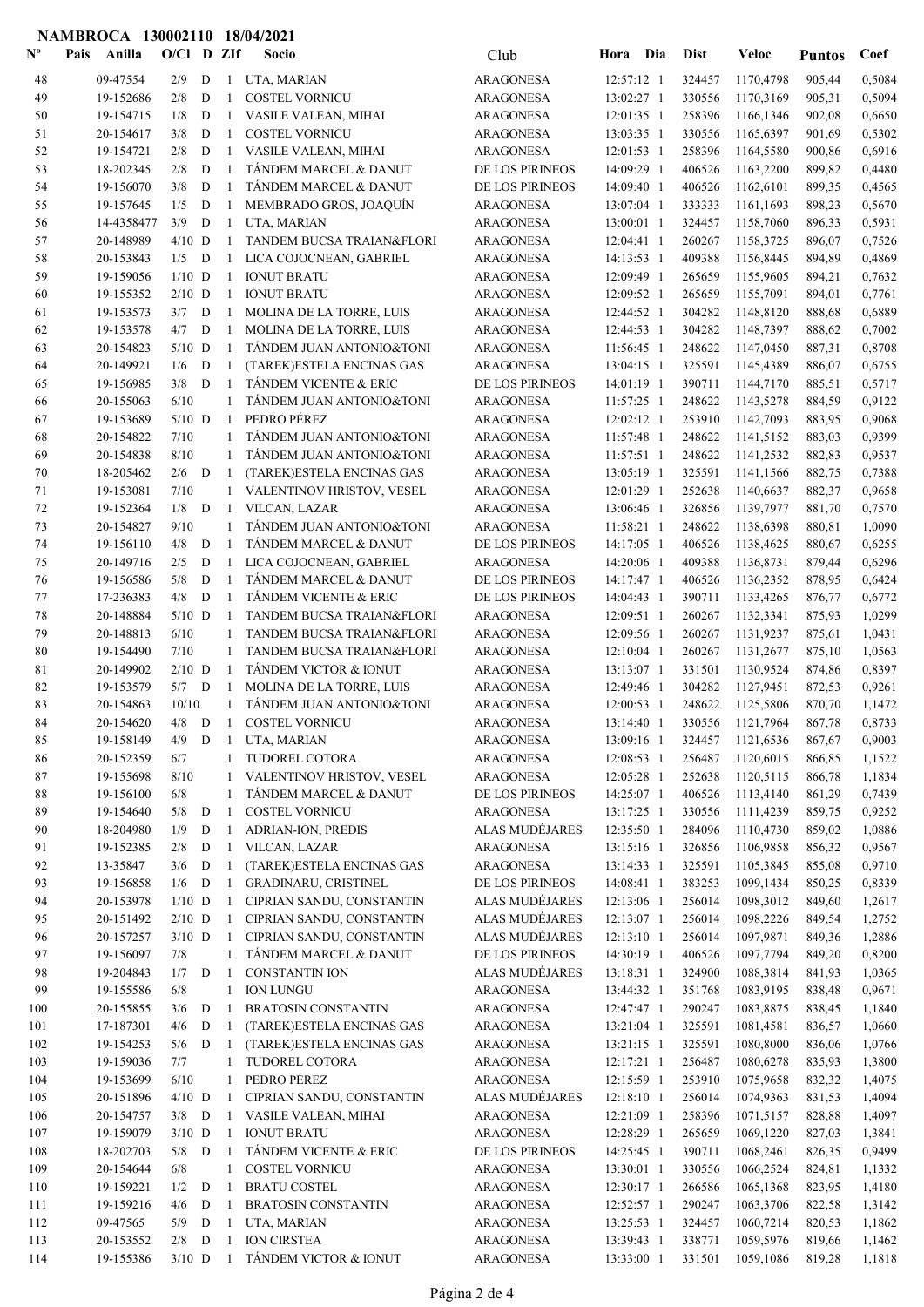**NAMBROCA 130002110 18/04/2021**

| Nº | Pais | Anilla | O/Cl | D | ZIf | Socio | Club | Hora | Dia | Dist | Veloc | Puntos | Coef |
|---|---|---|---|---|---|---|---|---|---|---|---|---|---|
| 48 | | 09-47554 | 2/9 | D | 1 | UTA, MARIAN | ARAGONESA | 12:57:12 | 1 | 324457 | 1170,4798 | 905,44 | 0,5084 |
| 49 | | 19-152686 | 2/8 | D | 1 | COSTEL VORNICU | ARAGONESA | 13:02:27 | 1 | 330556 | 1170,3169 | 905,31 | 0,5094 |
| 50 | | 19-154715 | 1/8 | D | 1 | VASILE VALEAN, MIHAI | ARAGONESA | 12:01:35 | 1 | 258396 | 1166,1346 | 902,08 | 0,6650 |
| 51 | | 20-154617 | 3/8 | D | 1 | COSTEL VORNICU | ARAGONESA | 13:03:35 | 1 | 330556 | 1165,6397 | 901,69 | 0,5302 |
| 52 | | 19-154721 | 2/8 | D | 1 | VASILE VALEAN, MIHAI | ARAGONESA | 12:01:53 | 1 | 258396 | 1164,5580 | 900,86 | 0,6916 |
| 53 | | 18-202345 | 2/8 | D | 1 | TÁNDEM MARCEL & DANUT | DE LOS PIRINEOS | 14:09:29 | 1 | 406526 | 1163,2200 | 899,82 | 0,4480 |
| 54 | | 19-156070 | 3/8 | D | 1 | TÁNDEM MARCEL & DANUT | DE LOS PIRINEOS | 14:09:40 | 1 | 406526 | 1162,6101 | 899,35 | 0,4565 |
| 55 | | 19-157645 | 1/5 | D | 1 | MEMBRADO GROS, JOAQUÍN | ARAGONESA | 13:07:04 | 1 | 333333 | 1161,1693 | 898,23 | 0,5670 |
| 56 | | 14-4358477 | 3/9 | D | 1 | UTA, MARIAN | ARAGONESA | 13:00:01 | 1 | 324457 | 1158,7060 | 896,33 | 0,5931 |
| 57 | | 20-148989 | 4/10 | D | 1 | TANDEM BUCSA TRAIAN&FLORI | ARAGONESA | 12:04:41 | 1 | 260267 | 1158,3725 | 896,07 | 0,7526 |
| 58 | | 20-153843 | 1/5 | D | 1 | LICA COJOCNEAN, GABRIEL | ARAGONESA | 14:13:53 | 1 | 409388 | 1156,8445 | 894,89 | 0,4869 |
| 59 | | 19-159056 | 1/10 | D | 1 | IONUT BRATU | ARAGONESA | 12:09:49 | 1 | 265659 | 1155,9605 | 894,21 | 0,7632 |
| 60 | | 19-155352 | 2/10 | D | 1 | IONUT BRATU | ARAGONESA | 12:09:52 | 1 | 265659 | 1155,7091 | 894,01 | 0,7761 |
| 61 | | 19-153573 | 3/7 | D | 1 | MOLINA DE LA TORRE, LUIS | ARAGONESA | 12:44:52 | 1 | 304282 | 1148,8120 | 888,68 | 0,6889 |
| 62 | | 19-153578 | 4/7 | D | 1 | MOLINA DE LA TORRE, LUIS | ARAGONESA | 12:44:53 | 1 | 304282 | 1148,7397 | 888,62 | 0,7002 |
| 63 | | 20-154823 | 5/10 | D | 1 | TÁNDEM JUAN ANTONIO&TONI | ARAGONESA | 11:56:45 | 1 | 248622 | 1147,0450 | 887,31 | 0,8708 |
| 64 | | 20-149921 | 1/6 | D | 1 | (TAREK)ESTELA ENCINAS GAS | ARAGONESA | 13:04:15 | 1 | 325591 | 1145,4389 | 886,07 | 0,6755 |
| 65 | | 19-156985 | 3/8 | D | 1 | TÁNDEM VICENTE & ERIC | DE LOS PIRINEOS | 14:01:19 | 1 | 390711 | 1144,7170 | 885,51 | 0,5717 |
| 66 | | 20-155063 | 6/10 | | 1 | TÁNDEM JUAN ANTONIO&TONI | ARAGONESA | 11:57:25 | 1 | 248622 | 1143,5278 | 884,59 | 0,9122 |
| 67 | | 19-153689 | 5/10 | D | 1 | PEDRO PÉREZ | ARAGONESA | 12:02:12 | 1 | 253910 | 1142,7093 | 883,95 | 0,9068 |
| 68 | | 20-154822 | 7/10 | | 1 | TÁNDEM JUAN ANTONIO&TONI | ARAGONESA | 11:57:48 | 1 | 248622 | 1141,5152 | 883,03 | 0,9399 |
| 69 | | 20-154838 | 8/10 | | 1 | TÁNDEM JUAN ANTONIO&TONI | ARAGONESA | 11:57:51 | 1 | 248622 | 1141,2532 | 882,83 | 0,9537 |
| 70 | | 18-205462 | 2/6 | D | 1 | (TAREK)ESTELA ENCINAS GAS | ARAGONESA | 13:05:19 | 1 | 325591 | 1141,1566 | 882,75 | 0,7388 |
| 71 | | 19-153081 | 7/10 | | 1 | VALENTINOV HRISTOV, VESEL | ARAGONESA | 12:01:29 | 1 | 252638 | 1140,6637 | 882,37 | 0,9658 |
| 72 | | 19-152364 | 1/8 | D | 1 | VILCAN, LAZAR | ARAGONESA | 13:06:46 | 1 | 326856 | 1139,7977 | 881,70 | 0,7570 |
| 73 | | 20-154827 | 9/10 | | 1 | TÁNDEM JUAN ANTONIO&TONI | ARAGONESA | 11:58:21 | 1 | 248622 | 1138,6398 | 880,81 | 1,0090 |
| 74 | | 19-156110 | 4/8 | D | 1 | TÁNDEM MARCEL & DANUT | DE LOS PIRINEOS | 14:17:05 | 1 | 406526 | 1138,4625 | 880,67 | 0,6255 |
| 75 | | 20-149716 | 2/5 | D | 1 | LICA COJOCNEAN, GABRIEL | ARAGONESA | 14:20:06 | 1 | 409388 | 1136,8731 | 879,44 | 0,6296 |
| 76 | | 19-156586 | 5/8 | D | 1 | TÁNDEM MARCEL & DANUT | DE LOS PIRINEOS | 14:17:47 | 1 | 406526 | 1136,2352 | 878,95 | 0,6424 |
| 77 | | 17-236383 | 4/8 | D | 1 | TÁNDEM VICENTE & ERIC | DE LOS PIRINEOS | 14:04:43 | 1 | 390711 | 1133,4265 | 876,77 | 0,6772 |
| 78 | | 20-148884 | 5/10 | D | 1 | TANDEM BUCSA TRAIAN&FLORI | ARAGONESA | 12:09:51 | 1 | 260267 | 1132,3341 | 875,93 | 1,0299 |
| 79 | | 20-148813 | 6/10 | | 1 | TANDEM BUCSA TRAIAN&FLORI | ARAGONESA | 12:09:56 | 1 | 260267 | 1131,9237 | 875,61 | 1,0431 |
| 80 | | 19-154490 | 7/10 | | 1 | TANDEM BUCSA TRAIAN&FLORI | ARAGONESA | 12:10:04 | 1 | 260267 | 1131,2677 | 875,10 | 1,0563 |
| 81 | | 20-149902 | 2/10 | D | 1 | TÁNDEM VICTOR & IONUT | ARAGONESA | 13:13:07 | 1 | 331501 | 1130,9524 | 874,86 | 0,8397 |
| 82 | | 19-153579 | 5/7 | D | 1 | MOLINA DE LA TORRE, LUIS | ARAGONESA | 12:49:46 | 1 | 304282 | 1127,9451 | 872,53 | 0,9261 |
| 83 | | 20-154863 | 10/10 | | 1 | TÁNDEM JUAN ANTONIO&TONI | ARAGONESA | 12:00:53 | 1 | 248622 | 1125,5806 | 870,70 | 1,1472 |
| 84 | | 20-154620 | 4/8 | D | 1 | COSTEL VORNICU | ARAGONESA | 13:14:40 | 1 | 330556 | 1121,7964 | 867,78 | 0,8733 |
| 85 | | 19-158149 | 4/9 | D | 1 | UTA, MARIAN | ARAGONESA | 13:09:16 | 1 | 324457 | 1121,6536 | 867,67 | 0,9003 |
| 86 | | 20-152359 | 6/7 | | 1 | TUDOREL COTORA | ARAGONESA | 12:08:53 | 1 | 256487 | 1120,6015 | 866,85 | 1,1522 |
| 87 | | 19-155698 | 8/10 | | 1 | VALENTINOV HRISTOV, VESEL | ARAGONESA | 12:05:28 | 1 | 252638 | 1120,5115 | 866,78 | 1,1834 |
| 88 | | 19-156100 | 6/8 | | 1 | TÁNDEM MARCEL & DANUT | DE LOS PIRINEOS | 14:25:07 | 1 | 406526 | 1113,4140 | 861,29 | 0,7439 |
| 89 | | 19-154640 | 5/8 | D | 1 | COSTEL VORNICU | ARAGONESA | 13:17:25 | 1 | 330556 | 1111,4239 | 859,75 | 0,9252 |
| 90 | | 18-204980 | 1/9 | D | 1 | ADRIAN-ION, PREDIS | ALAS MUDÉJARES | 12:35:50 | 1 | 284096 | 1110,4730 | 859,02 | 1,0886 |
| 91 | | 19-152385 | 2/8 | D | 1 | VILCAN, LAZAR | ARAGONESA | 13:15:16 | 1 | 326856 | 1106,9858 | 856,32 | 0,9567 |
| 92 | | 13-35847 | 3/6 | D | 1 | (TAREK)ESTELA ENCINAS GAS | ARAGONESA | 13:14:33 | 1 | 325591 | 1105,3845 | 855,08 | 0,9710 |
| 93 | | 19-156858 | 1/6 | D | 1 | GRADINARU, CRISTINEL | DE LOS PIRINEOS | 14:08:41 | 1 | 383253 | 1099,1434 | 850,25 | 0,8339 |
| 94 | | 20-153978 | 1/10 | D | 1 | CIPRIAN SANDU, CONSTANTIN | ALAS MUDÉJARES | 12:13:06 | 1 | 256014 | 1098,3012 | 849,60 | 1,2617 |
| 95 | | 20-151492 | 2/10 | D | 1 | CIPRIAN SANDU, CONSTANTIN | ALAS MUDÉJARES | 12:13:07 | 1 | 256014 | 1098,2226 | 849,54 | 1,2752 |
| 96 | | 20-157257 | 3/10 | D | 1 | CIPRIAN SANDU, CONSTANTIN | ALAS MUDÉJARES | 12:13:10 | 1 | 256014 | 1097,9871 | 849,36 | 1,2886 |
| 97 | | 19-156097 | 7/8 | | 1 | TÁNDEM MARCEL & DANUT | DE LOS PIRINEOS | 14:30:19 | 1 | 406526 | 1097,7794 | 849,20 | 0,8200 |
| 98 | | 19-204843 | 1/7 | D | 1 | CONSTANTIN ION | ALAS MUDÉJARES | 13:18:31 | 1 | 324900 | 1088,3814 | 841,93 | 1,0365 |
| 99 | | 19-155586 | 6/8 | | 1 | ION LUNGU | ARAGONESA | 13:44:32 | 1 | 351768 | 1083,9195 | 838,48 | 0,9671 |
| 100 | | 20-155855 | 3/6 | D | 1 | BRATOSIN CONSTANTIN | ARAGONESA | 12:47:47 | 1 | 290247 | 1083,8875 | 838,45 | 1,1840 |
| 101 | | 17-187301 | 4/6 | D | 1 | (TAREK)ESTELA ENCINAS GAS | ARAGONESA | 13:21:04 | 1 | 325591 | 1081,4581 | 836,57 | 1,0660 |
| 102 | | 19-154253 | 5/6 | D | 1 | (TAREK)ESTELA ENCINAS GAS | ARAGONESA | 13:21:15 | 1 | 325591 | 1080,8000 | 836,06 | 1,0766 |
| 103 | | 19-159036 | 7/7 | | 1 | TUDOREL COTORA | ARAGONESA | 12:17:21 | 1 | 256487 | 1080,6278 | 835,93 | 1,3800 |
| 104 | | 19-153699 | 6/10 | | 1 | PEDRO PÉREZ | ARAGONESA | 12:15:59 | 1 | 253910 | 1075,9658 | 832,32 | 1,4075 |
| 105 | | 20-151896 | 4/10 | D | 1 | CIPRIAN SANDU, CONSTANTIN | ALAS MUDÉJARES | 12:18:10 | 1 | 256014 | 1074,9363 | 831,53 | 1,4094 |
| 106 | | 20-154757 | 3/8 | D | 1 | VASILE VALEAN, MIHAI | ARAGONESA | 12:21:09 | 1 | 258396 | 1071,5157 | 828,88 | 1,4097 |
| 107 | | 19-159079 | 3/10 | D | 1 | IONUT BRATU | ARAGONESA | 12:28:29 | 1 | 265659 | 1069,1220 | 827,03 | 1,3841 |
| 108 | | 18-202703 | 5/8 | D | 1 | TÁNDEM VICENTE & ERIC | DE LOS PIRINEOS | 14:25:45 | 1 | 390711 | 1068,2461 | 826,35 | 0,9499 |
| 109 | | 20-154644 | 6/8 | | 1 | COSTEL VORNICU | ARAGONESA | 13:30:01 | 1 | 330556 | 1066,2524 | 824,81 | 1,1332 |
| 110 | | 19-159221 | 1/2 | D | 1 | BRATU COSTEL | ARAGONESA | 12:30:17 | 1 | 266586 | 1065,1368 | 823,95 | 1,4180 |
| 111 | | 19-159216 | 4/6 | D | 1 | BRATOSIN CONSTANTIN | ARAGONESA | 12:52:57 | 1 | 290247 | 1063,3706 | 822,58 | 1,3142 |
| 112 | | 09-47565 | 5/9 | D | 1 | UTA, MARIAN | ARAGONESA | 13:25:53 | 1 | 324457 | 1060,7214 | 820,53 | 1,1862 |
| 113 | | 20-153552 | 2/8 | D | 1 | ION CIRSTEA | ARAGONESA | 13:39:43 | 1 | 338771 | 1059,5976 | 819,66 | 1,1462 |
| 114 | | 19-155386 | 3/10 | D | 1 | TÁNDEM VICTOR & IONUT | ARAGONESA | 13:33:00 | 1 | 331501 | 1059,1086 | 819,28 | 1,1818 |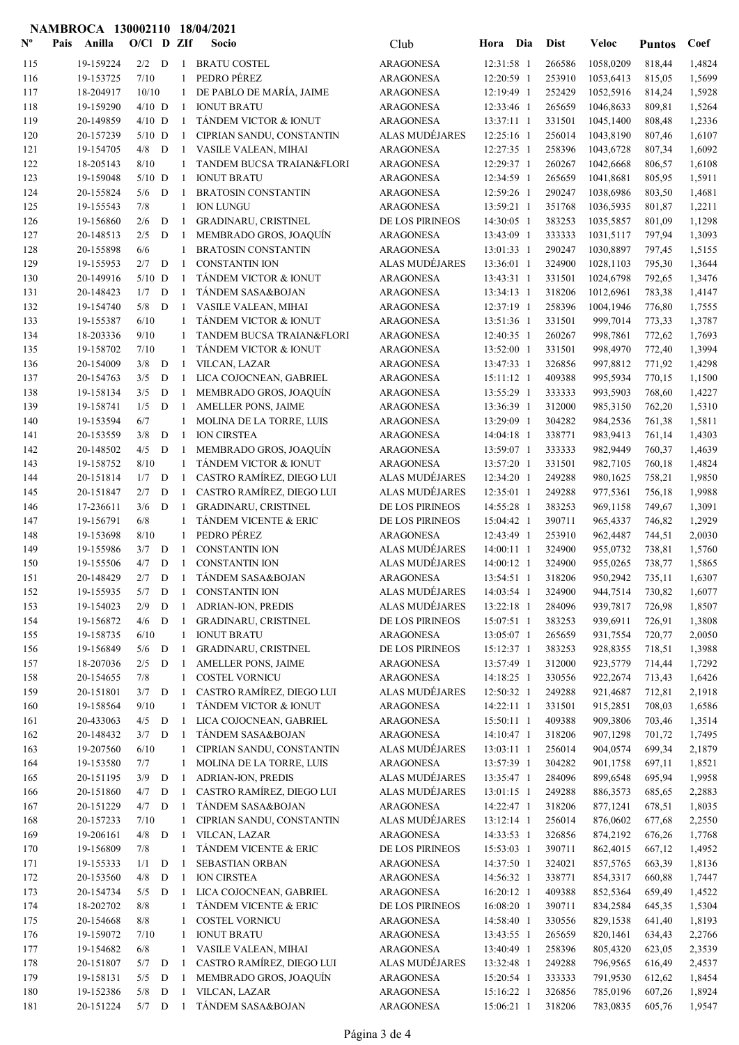**NAMBROCA 130002110 18/04/2021**

| Nº | Pais | Anilla | O/Cl | D | ZIf | Socio | Club | Hora | Dia | Dist | Veloc | Puntos | Coef |
|---|---|---|---|---|---|---|---|---|---|---|---|---|---|
| 115 | | 19-159224 | 2/2 | D | 1 | BRATU COSTEL | ARAGONESA | 12:31:58 | 1 | 266586 | 1058,0209 | 818,44 | 1,4824 |
| 116 | | 19-153725 | 7/10 | | 1 | PEDRO PÉREZ | ARAGONESA | 12:20:59 | 1 | 253910 | 1053,6413 | 815,05 | 1,5699 |
| 117 | | 18-204917 | 10/10 | | 1 | DE PABLO DE MARÍA, JAIME | ARAGONESA | 12:19:49 | 1 | 252429 | 1052,5916 | 814,24 | 1,5928 |
| 118 | | 19-159290 | 4/10 | D | 1 | IONUT BRATU | ARAGONESA | 12:33:46 | 1 | 265659 | 1046,8633 | 809,81 | 1,5264 |
| 119 | | 20-149859 | 4/10 | D | 1 | TÁNDEM VICTOR & IONUT | ARAGONESA | 13:37:11 | 1 | 331501 | 1045,1400 | 808,48 | 1,2336 |
| 120 | | 20-157239 | 5/10 | D | 1 | CIPRIAN SANDU, CONSTANTIN | ALAS MUDÉJARES | 12:25:16 | 1 | 256014 | 1043,8190 | 807,46 | 1,6107 |
| 121 | | 19-154705 | 4/8 | D | 1 | VASILE VALEAN, MIHAI | ARAGONESA | 12:27:35 | 1 | 258396 | 1043,6728 | 807,34 | 1,6092 |
| 122 | | 18-205143 | 8/10 | | 1 | TANDEM BUCSA TRAIAN&FLORI | ARAGONESA | 12:29:37 | 1 | 260267 | 1042,6668 | 806,57 | 1,6108 |
| 123 | | 19-159048 | 5/10 | D | 1 | IONUT BRATU | ARAGONESA | 12:34:59 | 1 | 265659 | 1041,8681 | 805,95 | 1,5911 |
| 124 | | 20-155824 | 5/6 | D | 1 | BRATOSIN CONSTANTIN | ARAGONESA | 12:59:26 | 1 | 290247 | 1038,6986 | 803,50 | 1,4681 |
| 125 | | 19-155543 | 7/8 | | 1 | ION LUNGU | ARAGONESA | 13:59:21 | 1 | 351768 | 1036,5935 | 801,87 | 1,2211 |
| 126 | | 19-156860 | 2/6 | D | 1 | GRADINARU, CRISTINEL | DE LOS PIRINEOS | 14:30:05 | 1 | 383253 | 1035,5857 | 801,09 | 1,1298 |
| 127 | | 20-148513 | 2/5 | D | 1 | MEMBRADO GROS, JOAQUÍN | ARAGONESA | 13:43:09 | 1 | 333333 | 1031,5117 | 797,94 | 1,3093 |
| 128 | | 20-155898 | 6/6 | | 1 | BRATOSIN CONSTANTIN | ARAGONESA | 13:01:33 | 1 | 290247 | 1030,8897 | 797,45 | 1,5155 |
| 129 | | 19-155953 | 2/7 | D | 1 | CONSTANTIN ION | ALAS MUDÉJARES | 13:36:01 | 1 | 324900 | 1028,1103 | 795,30 | 1,3644 |
| 130 | | 20-149916 | 5/10 | D | 1 | TÁNDEM VICTOR & IONUT | ARAGONESA | 13:43:31 | 1 | 331501 | 1024,6798 | 792,65 | 1,3476 |
| 131 | | 20-148423 | 1/7 | D | 1 | TÁNDEM SASA&BOJAN | ARAGONESA | 13:34:13 | 1 | 318206 | 1012,6961 | 783,38 | 1,4147 |
| 132 | | 19-154740 | 5/8 | D | 1 | VASILE VALEAN, MIHAI | ARAGONESA | 12:37:19 | 1 | 258396 | 1004,1946 | 776,80 | 1,7555 |
| 133 | | 19-155387 | 6/10 | | 1 | TÁNDEM VICTOR & IONUT | ARAGONESA | 13:51:36 | 1 | 331501 | 999,7014 | 773,33 | 1,3787 |
| 134 | | 18-203336 | 9/10 | | 1 | TANDEM BUCSA TRAIAN&FLORI | ARAGONESA | 12:40:35 | 1 | 260267 | 998,7861 | 772,62 | 1,7693 |
| 135 | | 19-158702 | 7/10 | | 1 | TÁNDEM VICTOR & IONUT | ARAGONESA | 13:52:00 | 1 | 331501 | 998,4970 | 772,40 | 1,3994 |
| 136 | | 20-154009 | 3/8 | D | 1 | VILCAN, LAZAR | ARAGONESA | 13:47:33 | 1 | 326856 | 997,8812 | 771,92 | 1,4298 |
| 137 | | 20-154763 | 3/5 | D | 1 | LICA COJOCNEAN, GABRIEL | ARAGONESA | 15:11:12 | 1 | 409388 | 995,5934 | 770,15 | 1,1500 |
| 138 | | 19-158134 | 3/5 | D | 1 | MEMBRADO GROS, JOAQUÍN | ARAGONESA | 13:55:29 | 1 | 333333 | 993,5903 | 768,60 | 1,4227 |
| 139 | | 19-158741 | 1/5 | D | 1 | AMELLER PONS, JAIME | ARAGONESA | 13:36:39 | 1 | 312000 | 985,3150 | 762,20 | 1,5310 |
| 140 | | 19-153594 | 6/7 | | 1 | MOLINA DE LA TORRE, LUIS | ARAGONESA | 13:29:09 | 1 | 304282 | 984,2536 | 761,38 | 1,5811 |
| 141 | | 20-153559 | 3/8 | D | 1 | ION CIRSTEA | ARAGONESA | 14:04:18 | 1 | 338771 | 983,9413 | 761,14 | 1,4303 |
| 142 | | 20-148502 | 4/5 | D | 1 | MEMBRADO GROS, JOAQUÍN | ARAGONESA | 13:59:07 | 1 | 333333 | 982,9449 | 760,37 | 1,4639 |
| 143 | | 19-158752 | 8/10 | | 1 | TÁNDEM VICTOR & IONUT | ARAGONESA | 13:57:20 | 1 | 331501 | 982,7105 | 760,18 | 1,4824 |
| 144 | | 20-151814 | 1/7 | D | 1 | CASTRO RAMÍREZ, DIEGO LUI | ALAS MUDÉJARES | 12:34:20 | 1 | 249288 | 980,1625 | 758,21 | 1,9850 |
| 145 | | 20-151847 | 2/7 | D | 1 | CASTRO RAMÍREZ, DIEGO LUI | ALAS MUDÉJARES | 12:35:01 | 1 | 249288 | 977,5361 | 756,18 | 1,9988 |
| 146 | | 17-236611 | 3/6 | D | 1 | GRADINARU, CRISTINEL | DE LOS PIRINEOS | 14:55:28 | 1 | 383253 | 969,1158 | 749,67 | 1,3091 |
| 147 | | 19-156791 | 6/8 | | 1 | TÁNDEM VICENTE & ERIC | DE LOS PIRINEOS | 15:04:42 | 1 | 390711 | 965,4337 | 746,82 | 1,2929 |
| 148 | | 19-153698 | 8/10 | | 1 | PEDRO PÉREZ | ARAGONESA | 12:43:49 | 1 | 253910 | 962,4487 | 744,51 | 2,0030 |
| 149 | | 19-155986 | 3/7 | D | 1 | CONSTANTIN ION | ALAS MUDÉJARES | 14:00:11 | 1 | 324900 | 955,0732 | 738,81 | 1,5760 |
| 150 | | 19-155506 | 4/7 | D | 1 | CONSTANTIN ION | ALAS MUDÉJARES | 14:00:12 | 1 | 324900 | 955,0265 | 738,77 | 1,5865 |
| 151 | | 20-148429 | 2/7 | D | 1 | TÁNDEM SASA&BOJAN | ARAGONESA | 13:54:51 | 1 | 318206 | 950,2942 | 735,11 | 1,6307 |
| 152 | | 19-155935 | 5/7 | D | 1 | CONSTANTIN ION | ALAS MUDÉJARES | 14:03:54 | 1 | 324900 | 944,7514 | 730,82 | 1,6077 |
| 153 | | 19-154023 | 2/9 | D | 1 | ADRIAN-ION, PREDIS | ALAS MUDÉJARES | 13:22:18 | 1 | 284096 | 939,7817 | 726,98 | 1,8507 |
| 154 | | 19-156872 | 4/6 | D | 1 | GRADINARU, CRISTINEL | DE LOS PIRINEOS | 15:07:51 | 1 | 383253 | 939,6911 | 726,91 | 1,3808 |
| 155 | | 19-158735 | 6/10 | | 1 | IONUT BRATU | ARAGONESA | 13:05:07 | 1 | 265659 | 931,7554 | 720,77 | 2,0050 |
| 156 | | 19-156849 | 5/6 | D | 1 | GRADINARU, CRISTINEL | DE LOS PIRINEOS | 15:12:37 | 1 | 383253 | 928,8355 | 718,51 | 1,3988 |
| 157 | | 18-207036 | 2/5 | D | 1 | AMELLER PONS, JAIME | ARAGONESA | 13:57:49 | 1 | 312000 | 923,5779 | 714,44 | 1,7292 |
| 158 | | 20-154655 | 7/8 | | 1 | COSTEL VORNICU | ARAGONESA | 14:18:25 | 1 | 330556 | 922,2674 | 713,43 | 1,6426 |
| 159 | | 20-151801 | 3/7 | D | 1 | CASTRO RAMÍREZ, DIEGO LUI | ALAS MUDÉJARES | 12:50:32 | 1 | 249288 | 921,4687 | 712,81 | 2,1918 |
| 160 | | 19-158564 | 9/10 | | 1 | TÁNDEM VICTOR & IONUT | ARAGONESA | 14:22:11 | 1 | 331501 | 915,2851 | 708,03 | 1,6586 |
| 161 | | 20-433063 | 4/5 | D | 1 | LICA COJOCNEAN, GABRIEL | ARAGONESA | 15:50:11 | 1 | 409388 | 909,3806 | 703,46 | 1,3514 |
| 162 | | 20-148432 | 3/7 | D | 1 | TÁNDEM SASA&BOJAN | ARAGONESA | 14:10:47 | 1 | 318206 | 907,1298 | 701,72 | 1,7495 |
| 163 | | 19-207560 | 6/10 | | 1 | CIPRIAN SANDU, CONSTANTIN | ALAS MUDÉJARES | 13:03:11 | 1 | 256014 | 904,0574 | 699,34 | 2,1879 |
| 164 | | 19-153580 | 7/7 | | 1 | MOLINA DE LA TORRE, LUIS | ARAGONESA | 13:57:39 | 1 | 304282 | 901,1758 | 697,11 | 1,8521 |
| 165 | | 20-151195 | 3/9 | D | 1 | ADRIAN-ION, PREDIS | ALAS MUDÉJARES | 13:35:47 | 1 | 284096 | 899,6548 | 695,94 | 1,9958 |
| 166 | | 20-151860 | 4/7 | D | 1 | CASTRO RAMÍREZ, DIEGO LUI | ALAS MUDÉJARES | 13:01:15 | 1 | 249288 | 886,3573 | 685,65 | 2,2883 |
| 167 | | 20-151229 | 4/7 | D | 1 | TÁNDEM SASA&BOJAN | ARAGONESA | 14:22:47 | 1 | 318206 | 877,1241 | 678,51 | 1,8035 |
| 168 | | 20-157233 | 7/10 | | 1 | CIPRIAN SANDU, CONSTANTIN | ALAS MUDÉJARES | 13:12:14 | 1 | 256014 | 876,0602 | 677,68 | 2,2550 |
| 169 | | 19-206161 | 4/8 | D | 1 | VILCAN, LAZAR | ARAGONESA | 14:33:53 | 1 | 326856 | 874,2192 | 676,26 | 1,7768 |
| 170 | | 19-156809 | 7/8 | | 1 | TÁNDEM VICENTE & ERIC | DE LOS PIRINEOS | 15:53:03 | 1 | 390711 | 862,4015 | 667,12 | 1,4952 |
| 171 | | 19-155333 | 1/1 | D | 1 | SEBASTIAN ORBAN | ARAGONESA | 14:37:50 | 1 | 324021 | 857,5765 | 663,39 | 1,8136 |
| 172 | | 20-153560 | 4/8 | D | 1 | ION CIRSTEA | ARAGONESA | 14:56:32 | 1 | 338771 | 854,3317 | 660,88 | 1,7447 |
| 173 | | 20-154734 | 5/5 | D | 1 | LICA COJOCNEAN, GABRIEL | ARAGONESA | 16:20:12 | 1 | 409388 | 852,5364 | 659,49 | 1,4522 |
| 174 | | 18-202702 | 8/8 | | 1 | TÁNDEM VICENTE & ERIC | DE LOS PIRINEOS | 16:08:20 | 1 | 390711 | 834,2584 | 645,35 | 1,5304 |
| 175 | | 20-154668 | 8/8 | | 1 | COSTEL VORNICU | ARAGONESA | 14:58:40 | 1 | 330556 | 829,1538 | 641,40 | 1,8193 |
| 176 | | 19-159072 | 7/10 | | 1 | IONUT BRATU | ARAGONESA | 13:43:55 | 1 | 265659 | 820,1461 | 634,43 | 2,2766 |
| 177 | | 19-154682 | 6/8 | | 1 | VASILE VALEAN, MIHAI | ARAGONESA | 13:40:49 | 1 | 258396 | 805,4320 | 623,05 | 2,3539 |
| 178 | | 20-151807 | 5/7 | D | 1 | CASTRO RAMÍREZ, DIEGO LUI | ALAS MUDÉJARES | 13:32:48 | 1 | 249288 | 796,5665 | 616,49 | 2,4537 |
| 179 | | 19-158131 | 5/5 | D | 1 | MEMBRADO GROS, JOAQUÍN | ARAGONESA | 15:20:54 | 1 | 333333 | 791,9530 | 612,62 | 1,8454 |
| 180 | | 19-152386 | 5/8 | D | 1 | VILCAN, LAZAR | ARAGONESA | 15:16:22 | 1 | 326856 | 785,0196 | 607,26 | 1,8924 |
| 181 | | 20-151224 | 5/7 | D | 1 | TÁNDEM SASA&BOJAN | ARAGONESA | 15:06:21 | 1 | 318206 | 783,0835 | 605,76 | 1,9547 |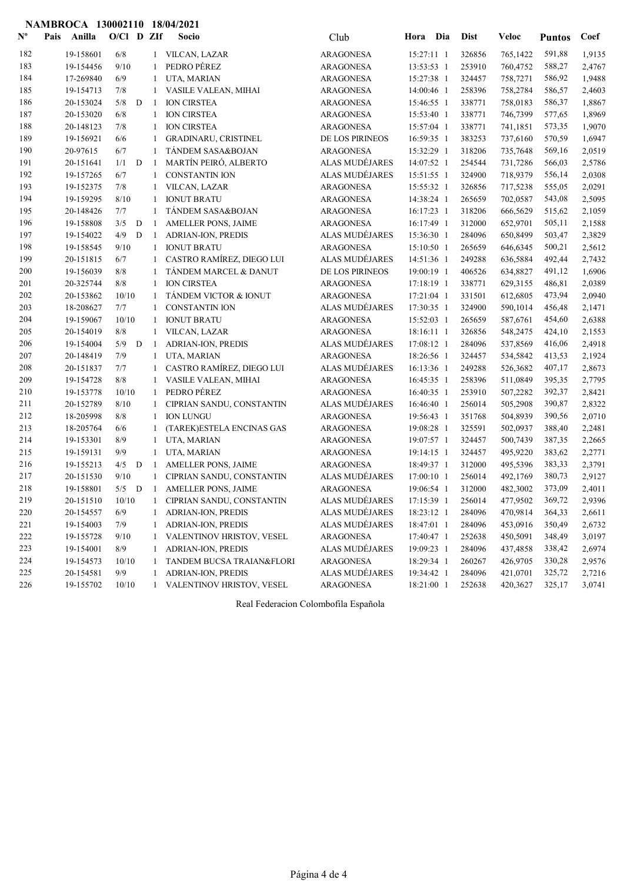**NAMBROCA 130002110 18/04/2021**

| Nº | Pais | Anilla | O/Cl | D | ZIf | Socio | Club | Hora | Dia | Dist | Veloc | Puntos | Coef |
|---|---|---|---|---|---|---|---|---|---|---|---|---|---|
| 182 | | 19-158601 | 6/8 | | 1 | VILCAN, LAZAR | ARAGONESA | 15:27:11 | 1 | 326856 | 765,1422 | 591,88 | 1,9135 |
| 183 | | 19-154456 | 9/10 | | 1 | PEDRO PÉREZ | ARAGONESA | 13:53:53 | 1 | 253910 | 760,4752 | 588,27 | 2,4767 |
| 184 | | 17-269840 | 6/9 | | 1 | UTA, MARIAN | ARAGONESA | 15:27:38 | 1 | 324457 | 758,7271 | 586,92 | 1,9488 |
| 185 | | 19-154713 | 7/8 | | 1 | VASILE VALEAN, MIHAI | ARAGONESA | 14:00:46 | 1 | 258396 | 758,2784 | 586,57 | 2,4603 |
| 186 | | 20-153024 | 5/8 | D | 1 | ION CIRSTEA | ARAGONESA | 15:46:55 | 1 | 338771 | 758,0183 | 586,37 | 1,8867 |
| 187 | | 20-153020 | 6/8 | | 1 | ION CIRSTEA | ARAGONESA | 15:53:40 | 1 | 338771 | 746,7399 | 577,65 | 1,8969 |
| 188 | | 20-148123 | 7/8 | | 1 | ION CIRSTEA | ARAGONESA | 15:57:04 | 1 | 338771 | 741,1851 | 573,35 | 1,9070 |
| 189 | | 19-156921 | 6/6 | | 1 | GRADINARU, CRISTINEL | DE LOS PIRINEOS | 16:59:35 | 1 | 383253 | 737,6160 | 570,59 | 1,6947 |
| 190 | | 20-97615 | 6/7 | | 1 | TÁNDEM SASA&BOJAN | ARAGONESA | 15:32:29 | 1 | 318206 | 735,7648 | 569,16 | 2,0519 |
| 191 | | 20-151641 | 1/1 | D | 1 | MARTÍN PEIRÓ, ALBERTO | ALAS MUDÉJARES | 14:07:52 | 1 | 254544 | 731,7286 | 566,03 | 2,5786 |
| 192 | | 19-157265 | 6/7 | | 1 | CONSTANTIN ION | ALAS MUDÉJARES | 15:51:55 | 1 | 324900 | 718,9379 | 556,14 | 2,0308 |
| 193 | | 19-152375 | 7/8 | | 1 | VILCAN, LAZAR | ARAGONESA | 15:55:32 | 1 | 326856 | 717,5238 | 555,05 | 2,0291 |
| 194 | | 19-159295 | 8/10 | | 1 | IONUT BRATU | ARAGONESA | 14:38:24 | 1 | 265659 | 702,0587 | 543,08 | 2,5095 |
| 195 | | 20-148426 | 7/7 | | 1 | TÁNDEM SASA&BOJAN | ARAGONESA | 16:17:23 | 1 | 318206 | 666,5629 | 515,62 | 2,1059 |
| 196 | | 19-158808 | 3/5 | D | 1 | AMELLER PONS, JAIME | ARAGONESA | 16:17:49 | 1 | 312000 | 652,9701 | 505,11 | 2,1588 |
| 197 | | 19-154022 | 4/9 | D | 1 | ADRIAN-ION, PREDIS | ALAS MUDÉJARES | 15:36:30 | 1 | 284096 | 650,8499 | 503,47 | 2,3829 |
| 198 | | 19-158545 | 9/10 | | 1 | IONUT BRATU | ARAGONESA | 15:10:50 | 1 | 265659 | 646,6345 | 500,21 | 2,5612 |
| 199 | | 20-151815 | 6/7 | | 1 | CASTRO RAMÍREZ, DIEGO LUI | ALAS MUDÉJARES | 14:51:36 | 1 | 249288 | 636,5884 | 492,44 | 2,7432 |
| 200 | | 19-156039 | 8/8 | | 1 | TÁNDEM MARCEL & DANUT | DE LOS PIRINEOS | 19:00:19 | 1 | 406526 | 634,8827 | 491,12 | 1,6906 |
| 201 | | 20-325744 | 8/8 | | 1 | ION CIRSTEA | ARAGONESA | 17:18:19 | 1 | 338771 | 629,3155 | 486,81 | 2,0389 |
| 202 | | 20-153862 | 10/10 | | 1 | TÁNDEM VICTOR & IONUT | ARAGONESA | 17:21:04 | 1 | 331501 | 612,6805 | 473,94 | 2,0940 |
| 203 | | 18-208627 | 7/7 | | 1 | CONSTANTIN ION | ALAS MUDÉJARES | 17:30:35 | 1 | 324900 | 590,1014 | 456,48 | 2,1471 |
| 204 | | 19-159067 | 10/10 | | 1 | IONUT BRATU | ARAGONESA | 15:52:03 | 1 | 265659 | 587,6761 | 454,60 | 2,6388 |
| 205 | | 20-154019 | 8/8 | | 1 | VILCAN, LAZAR | ARAGONESA | 18:16:11 | 1 | 326856 | 548,2475 | 424,10 | 2,1553 |
| 206 | | 19-154004 | 5/9 | D | 1 | ADRIAN-ION, PREDIS | ALAS MUDÉJARES | 17:08:12 | 1 | 284096 | 537,8569 | 416,06 | 2,4918 |
| 207 | | 20-148419 | 7/9 | | 1 | UTA, MARIAN | ARAGONESA | 18:26:56 | 1 | 324457 | 534,5842 | 413,53 | 2,1924 |
| 208 | | 20-151837 | 7/7 | | 1 | CASTRO RAMÍREZ, DIEGO LUI | ALAS MUDÉJARES | 16:13:36 | 1 | 249288 | 526,3682 | 407,17 | 2,8673 |
| 209 | | 19-154728 | 8/8 | | 1 | VASILE VALEAN, MIHAI | ARAGONESA | 16:45:35 | 1 | 258396 | 511,0849 | 395,35 | 2,7795 |
| 210 | | 19-153778 | 10/10 | | 1 | PEDRO PÉREZ | ARAGONESA | 16:40:35 | 1 | 253910 | 507,2282 | 392,37 | 2,8421 |
| 211 | | 20-152789 | 8/10 | | 1 | CIPRIAN SANDU, CONSTANTIN | ALAS MUDÉJARES | 16:46:40 | 1 | 256014 | 505,2908 | 390,87 | 2,8322 |
| 212 | | 18-205998 | 8/8 | | 1 | ION LUNGU | ARAGONESA | 19:56:43 | 1 | 351768 | 504,8939 | 390,56 | 2,0710 |
| 213 | | 18-205764 | 6/6 | | 1 | (TAREK)ESTELA ENCINAS GAS | ARAGONESA | 19:08:28 | 1 | 325591 | 502,0937 | 388,40 | 2,2481 |
| 214 | | 19-153301 | 8/9 | | 1 | UTA, MARIAN | ARAGONESA | 19:07:57 | 1 | 324457 | 500,7439 | 387,35 | 2,2665 |
| 215 | | 19-159131 | 9/9 | | 1 | UTA, MARIAN | ARAGONESA | 19:14:15 | 1 | 324457 | 495,9220 | 383,62 | 2,2771 |
| 216 | | 19-155213 | 4/5 | D | 1 | AMELLER PONS, JAIME | ARAGONESA | 18:49:37 | 1 | 312000 | 495,5396 | 383,33 | 2,3791 |
| 217 | | 20-151530 | 9/10 | | 1 | CIPRIAN SANDU, CONSTANTIN | ALAS MUDÉJARES | 17:00:10 | 1 | 256014 | 492,1769 | 380,73 | 2,9127 |
| 218 | | 19-158801 | 5/5 | D | 1 | AMELLER PONS, JAIME | ARAGONESA | 19:06:54 | 1 | 312000 | 482,3002 | 373,09 | 2,4011 |
| 219 | | 20-151510 | 10/10 | | 1 | CIPRIAN SANDU, CONSTANTIN | ALAS MUDÉJARES | 17:15:39 | 1 | 256014 | 477,9502 | 369,72 | 2,9396 |
| 220 | | 20-154557 | 6/9 | | 1 | ADRIAN-ION, PREDIS | ALAS MUDÉJARES | 18:23:12 | 1 | 284096 | 470,9814 | 364,33 | 2,6611 |
| 221 | | 19-154003 | 7/9 | | 1 | ADRIAN-ION, PREDIS | ALAS MUDÉJARES | 18:47:01 | 1 | 284096 | 453,0916 | 350,49 | 2,6732 |
| 222 | | 19-155728 | 9/10 | | 1 | VALENTINOV HRISTOV, VESEL | ARAGONESA | 17:40:47 | 1 | 252638 | 450,5091 | 348,49 | 3,0197 |
| 223 | | 19-154001 | 8/9 | | 1 | ADRIAN-ION, PREDIS | ALAS MUDÉJARES | 19:09:23 | 1 | 284096 | 437,4858 | 338,42 | 2,6974 |
| 224 | | 19-154573 | 10/10 | | 1 | TANDEM BUCSA TRAIAN&FLORI | ARAGONESA | 18:29:34 | 1 | 260267 | 426,9705 | 330,28 | 2,9576 |
| 225 | | 20-154581 | 9/9 | | 1 | ADRIAN-ION, PREDIS | ALAS MUDÉJARES | 19:34:42 | 1 | 284096 | 421,0701 | 325,72 | 2,7216 |
| 226 | | 19-155702 | 10/10 | | 1 | VALENTINOV HRISTOV, VESEL | ARAGONESA | 18:21:00 | 1 | 252638 | 420,3627 | 325,17 | 3,0741 |

Real Federacion Colombofila Española